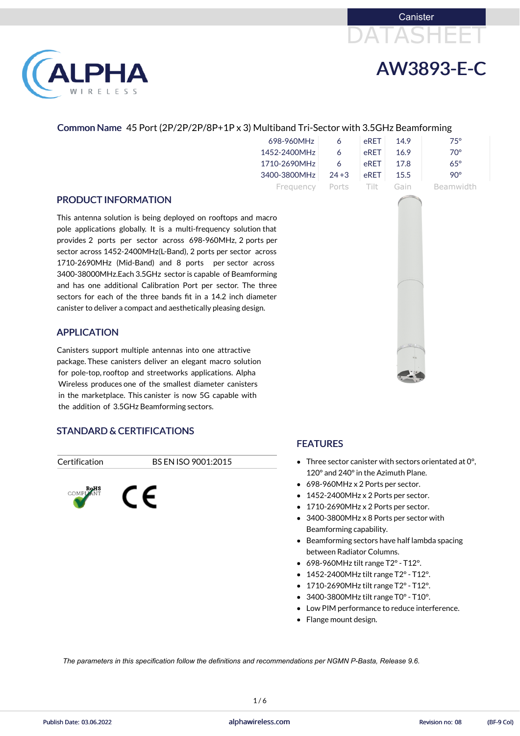Canister DATASHEET

# AW3893-E-C

**Common Name** 45 Port (2P/2P/2P/8P+1P x 3) Multiband Tri-Sector with 3.5GHz Beamforming

| Frequency | Ports | Tilt | Gain | Beamwidth |
|---|---|---|---|---|
| 698-960MHz | 6 | eRET | 14.9 | 75° |
| 1452-2400MHz | 6 | eRET | 16.9 | 70° |
| 1710-2690MHz | 6 | eRET | 17.8 | 65° |
| 3400-3800MHz | 24 +3 | eRET | 15.5 | 90° |

## PRODUCT INFORMATION

This antenna solution is being deployed on rooftops and macro pole applications globally. It is a multi-frequency solution that provides 2 ports per sector across 698-960MHz, 2 ports per sector across 1452-2400MHz(L-Band), 2 ports per sector across 1710-2690MHz (Mid-Band) and 8 ports per sector across 3400-38000MHz.Each 3.5GHz sector is capable of Beamforming and has one additional Calibration Port per sector. The three sectors for each of the three bands fit in a 14.2 inch diameter canister to deliver a compact and aesthetically pleasing design.

## APPLICATION

Canisters support multiple antennas into one attractive package. These canisters deliver an elegant macro solution for pole-top, rooftop and streetworks applications. Alpha Wireless produces one of the smallest diameter canisters in the marketplace. This canister is now 5G capable with the addition of 3.5GHz Beamforming sectors.

## STANDARD & CERTIFICATIONS

| Certification | BS EN ISO 9001:2015 |
|---|---|

RoHS COMPLIANT CE

## FEATURES

- Three sector canister with sectors orientated at 0°, 120° and 240° in the Azimuth Plane.
- 698-960MHz x 2 Ports per sector.
- 1452-2400MHz x 2 Ports per sector.
- 1710-2690MHz x 2 Ports per sector.
- 3400-3800MHz x 8 Ports per sector with Beamforming capability.
- Beamforming sectors have half lambda spacing between Radiator Columns.
- 698-960MHz tilt range T2° - T12°.
- 1452-2400MHz tilt range T2° - T12°.
- 1710-2690MHz tilt range T2° - T12°.
- 3400-3800MHz tilt range T0° - T10°.
- Low PIM performance to reduce interference.
- Flange mount design.

*The parameters in this specification follow the definitions and recommendations per NGMN P-Basta, Release 9.6.*

Publish Date: 03.06.2022 alphawireless.com Revision no: 08 (BF-9 Col)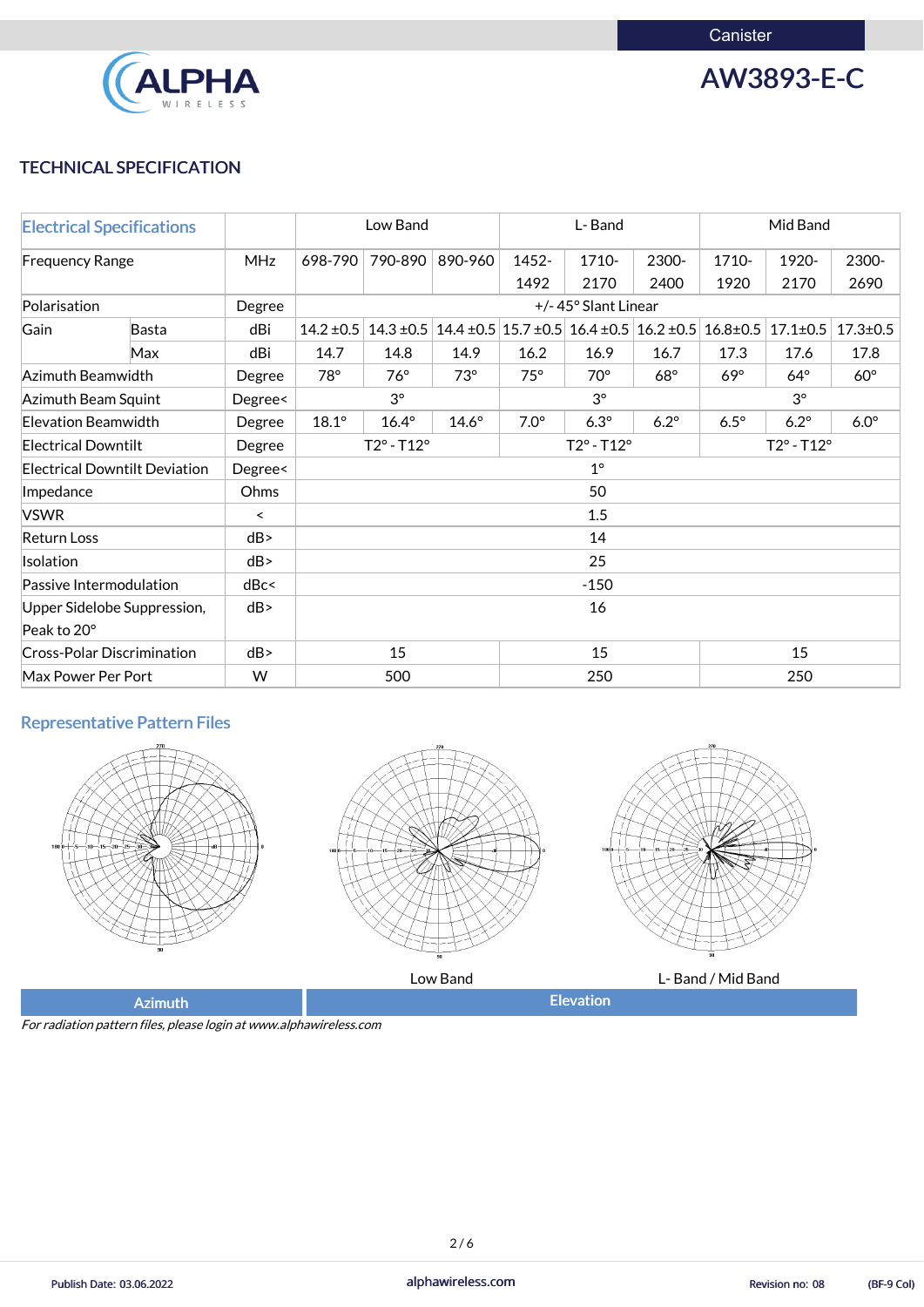# AW3893-E-C

Canister

## TECHNICAL SPECIFICATION

| Electrical Specifications | | | Low Band | | | L- Band | | | Mid Band | | |
|---|---|---|---|---|---|---|---|---|---|---|---|
| Frequency Range | | MHz | 698-790 | 790-890 | 890-960 | 1452-1492 | 1710-2170 | 2300-2400 | 1710-1920 | 1920-2170 | 2300-2690 |
| Polarisation | | Degree | +/- 45° Slant Linear | | | | | | | | |
| Gain | Basta | dBi | 14.2 ±0.5 | 14.3 ±0.5 | 14.4 ±0.5 | 15.7 ±0.5 | 16.4 ±0.5 | 16.2 ±0.5 | 16.8±0.5 | 17.1±0.5 | 17.3±0.5 |
| | Max | dBi | 14.7 | 14.8 | 14.9 | 16.2 | 16.9 | 16.7 | 17.3 | 17.6 | 17.8 |
| Azimuth Beamwidth | | Degree | 78° | 76° | 73° | 75° | 70° | 68° | 69° | 64° | 60° |
| Azimuth Beam Squint | | Degree< | 3° | | | 3° | | | 3° | | |
| Elevation Beamwidth | | Degree | 18.1° | 16.4° | 14.6° | 7.0° | 6.3° | 6.2° | 6.5° | 6.2° | 6.0° |
| Electrical Downtilt | | Degree | T2° - T12° | | | T2° - T12° | | | T2° - T12° | | |
| Electrical Downtilt Deviation | | Degree< | 1° | | | | | | | | |
| Impedance | | Ohms | 50 | | | | | | | | |
| VSWR | | < | 1.5 | | | | | | | | |
| Return Loss | | dB> | 14 | | | | | | | | |
| Isolation | | dB> | 25 | | | | | | | | |
| Passive Intermodulation | | dBc< | -150 | | | | | | | | |
| Upper Sidelobe Suppression, Peak to 20° | | dB> | 16 | | | | | | | | |
| Cross-Polar Discrimination | | dB> | 15 | | | 15 | | | 15 | | |
| Max Power Per Port | | W | 500 | | | 250 | | | 250 | | |

## Representative Pattern Files

Azimuth

Elevation: Low Band, L- Band / Mid Band

*For radiation pattern files, please login at www.alphawireless.com*

Publish Date: 03.06.2022 | alphawireless.com | Revision no: 08 | (BF-9 Col)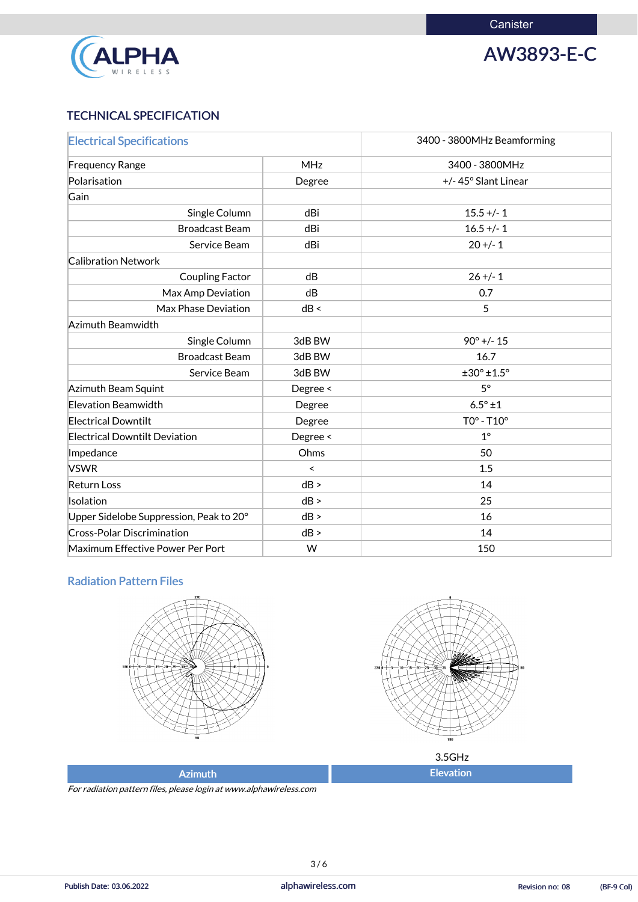Canister

# AW3893-E-C

## TECHNICAL SPECIFICATION

| Electrical Specifications | | 3400 - 3800MHz Beamforming |
|---|---|---|
| Frequency Range | MHz | 3400 - 3800MHz |
| Polarisation | Degree | +/- 45° Slant Linear |
| Gain | | |
| Single Column | dBi | 15.5 +/- 1 |
| Broadcast Beam | dBi | 16.5 +/- 1 |
| Service Beam | dBi | 20 +/- 1 |
| Calibration Network | | |
| Coupling Factor | dB | 26 +/- 1 |
| Max Amp Deviation | dB | 0.7 |
| Max Phase Deviation | dB < | 5 |
| Azimuth Beamwidth | | |
| Single Column | 3dB BW | 90° +/- 15 |
| Broadcast Beam | 3dB BW | 16.7 |
| Service Beam | 3dB BW | ±30° ±1.5° |
| Azimuth Beam Squint | Degree < | 5° |
| Elevation Beamwidth | Degree | 6.5° ±1 |
| Electrical Downtilt | Degree | T0° - T10° |
| Electrical Downtilt Deviation | Degree < | 1° |
| Impedance | Ohms | 50 |
| VSWR | < | 1.5 |
| Return Loss | dB > | 14 |
| Isolation | dB > | 25 |
| Upper Sidelobe Suppression, Peak to 20° | dB > | 16 |
| Cross-Polar Discrimination | dB > | 14 |
| Maximum Effective Power Per Port | W | 150 |

### Radiation Pattern Files

3.5GHz

| Azimuth | Elevation |
|---|---|

*For radiation pattern files, please login at www.alphawireless.com*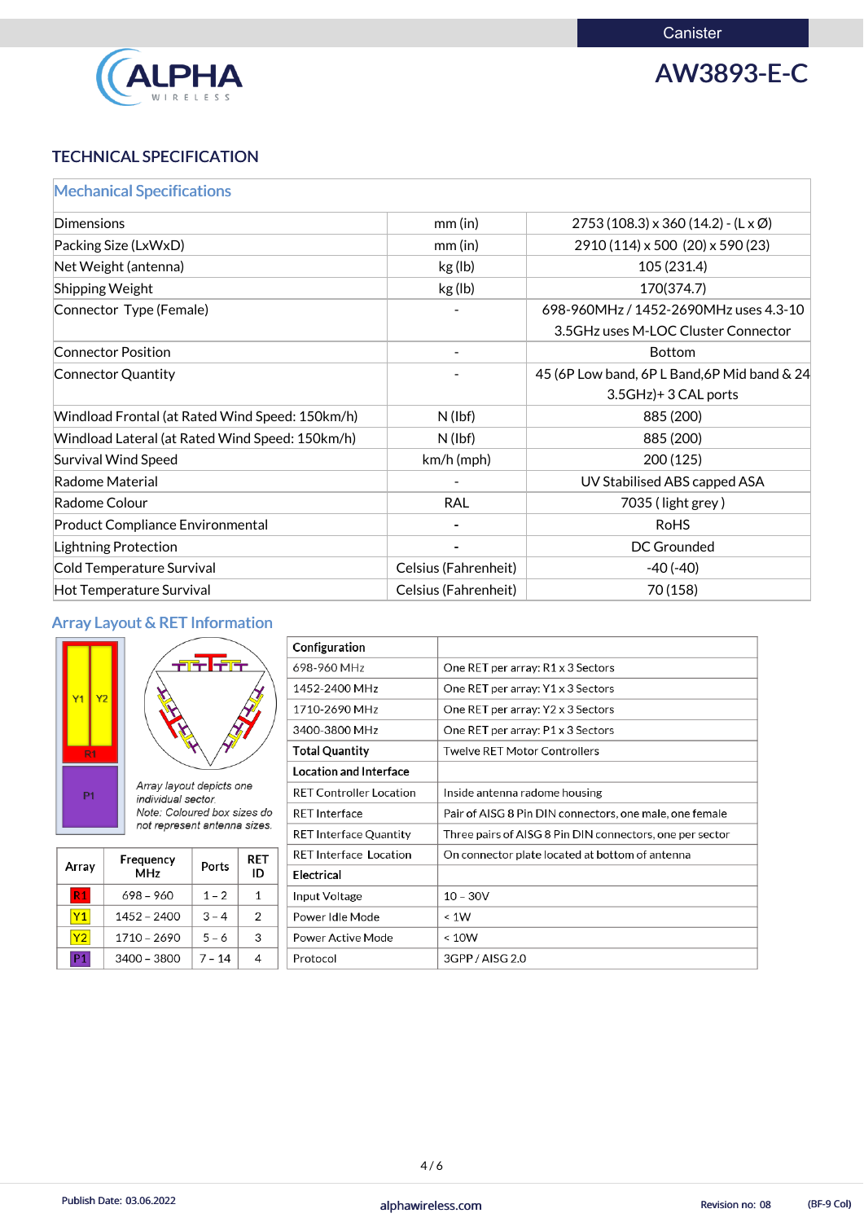Canister

# AW3893-E-C

## TECHNICAL SPECIFICATION

### Mechanical Specifications

| | | |
|---|---|---|
| Dimensions | mm (in) | 2753 (108.3) x 360 (14.2) - (L x Ø) |
| Packing Size (LxWxD) | mm (in) | 2910 (114) x 500 (20) x 590 (23) |
| Net Weight (antenna) | kg (lb) | 105 (231.4) |
| Shipping Weight | kg (lb) | 170(374.7) |
| Connector Type (Female) | - | 698-960MHz / 1452-2690MHz uses 4.3-10<br>3.5GHz uses M-LOC Cluster Connector |
| Connector Position | - | Bottom |
| Connector Quantity | - | 45 (6P Low band, 6P L Band,6P Mid band & 24 3.5GHz)+ 3 CAL ports |
| Windload Frontal (at Rated Wind Speed: 150km/h) | N (lbf) | 885 (200) |
| Windload Lateral (at Rated Wind Speed: 150km/h) | N (lbf) | 885 (200) |
| Survival Wind Speed | km/h (mph) | 200 (125) |
| Radome Material | - | UV Stabilised ABS capped ASA |
| Radome Colour | RAL | 7035 ( light grey ) |
| Product Compliance Environmental | - | RoHS |
| Lightning Protection | - | DC Grounded |
| Cold Temperature Survival | Celsius (Fahrenheit) | -40 (-40) |
| Hot Temperature Survival | Celsius (Fahrenheit) | 70 (158) |

### Array Layout & RET Information

*Array layout depicts one individual sector.*
*Note: Coloured box sizes do not represent antenna sizes.*

| Array | Frequency MHz | Ports | RET ID |
|---|---|---|---|
| R1 | 698 – 960 | 1 – 2 | 1 |
| Y1 | 1452 – 2400 | 3 – 4 | 2 |
| Y2 | 1710 – 2690 | 5 – 6 | 3 |
| P1 | 3400 – 3800 | 7 – 14 | 4 |

| **Configuration** | |
|---|---|
| 698-960 MHz | One RET per array: R1 x 3 Sectors |
| 1452-2400 MHz | One RET per array: Y1 x 3 Sectors |
| 1710-2690 MHz | One RET per array: Y2 x 3 Sectors |
| 3400-3800 MHz | One RET per array: P1 x 3 Sectors |
| **Total Quantity** | Twelve RET Motor Controllers |
| **Location and Interface** | |
| RET Controller Location | Inside antenna radome housing |
| RET Interface | Pair of AISG 8 Pin DIN connectors, one male, one female |
| RET Interface Quantity | Three pairs of AISG 8 Pin DIN connectors, one per sector |
| RET Interface Location | On connector plate located at bottom of antenna |
| **Electrical** | |
| Input Voltage | 10 – 30V |
| Power Idle Mode | < 1W |
| Power Active Mode | < 10W |
| Protocol | 3GPP / AISG 2.0 |

Publish Date: 03.06.2022 | alphawireless.com | Revision no: 08 | (BF-9 Col)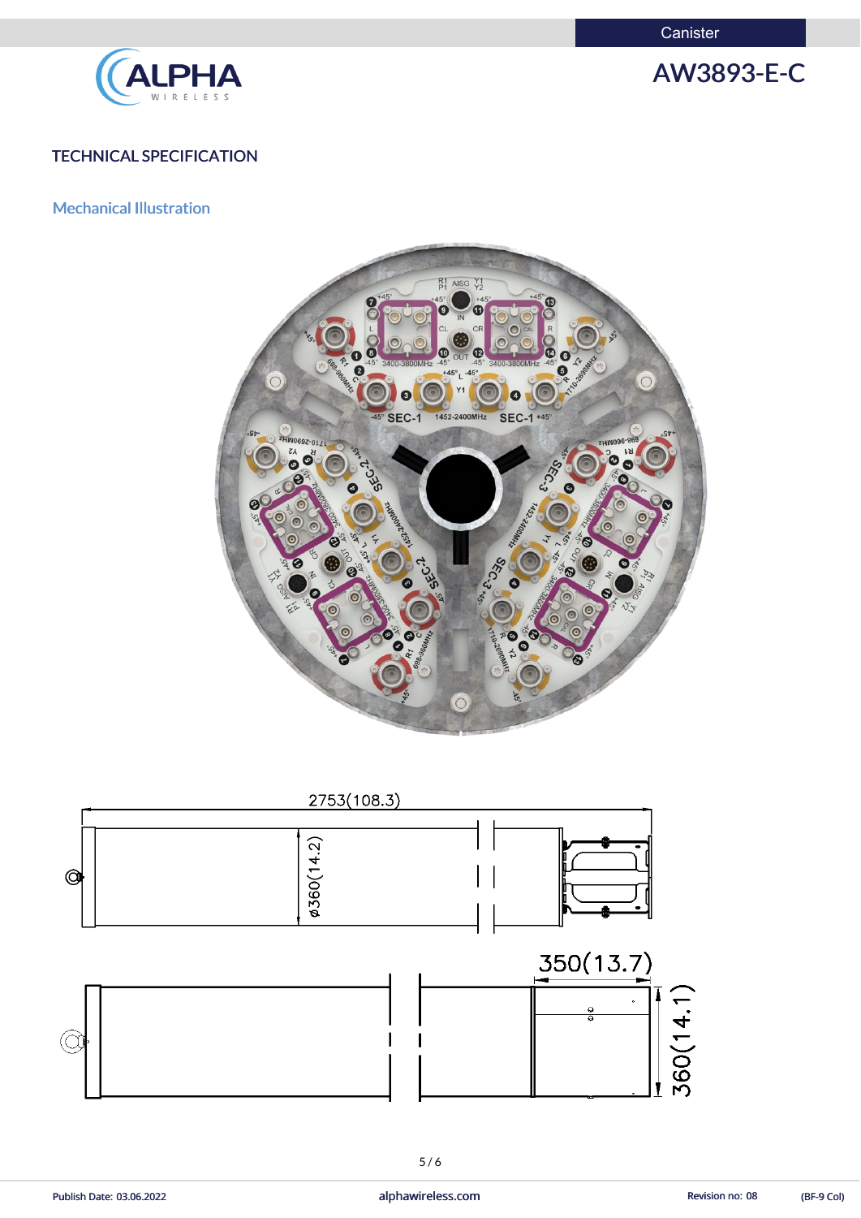## TECHNICAL SPECIFICATION

### Mechanical Illustration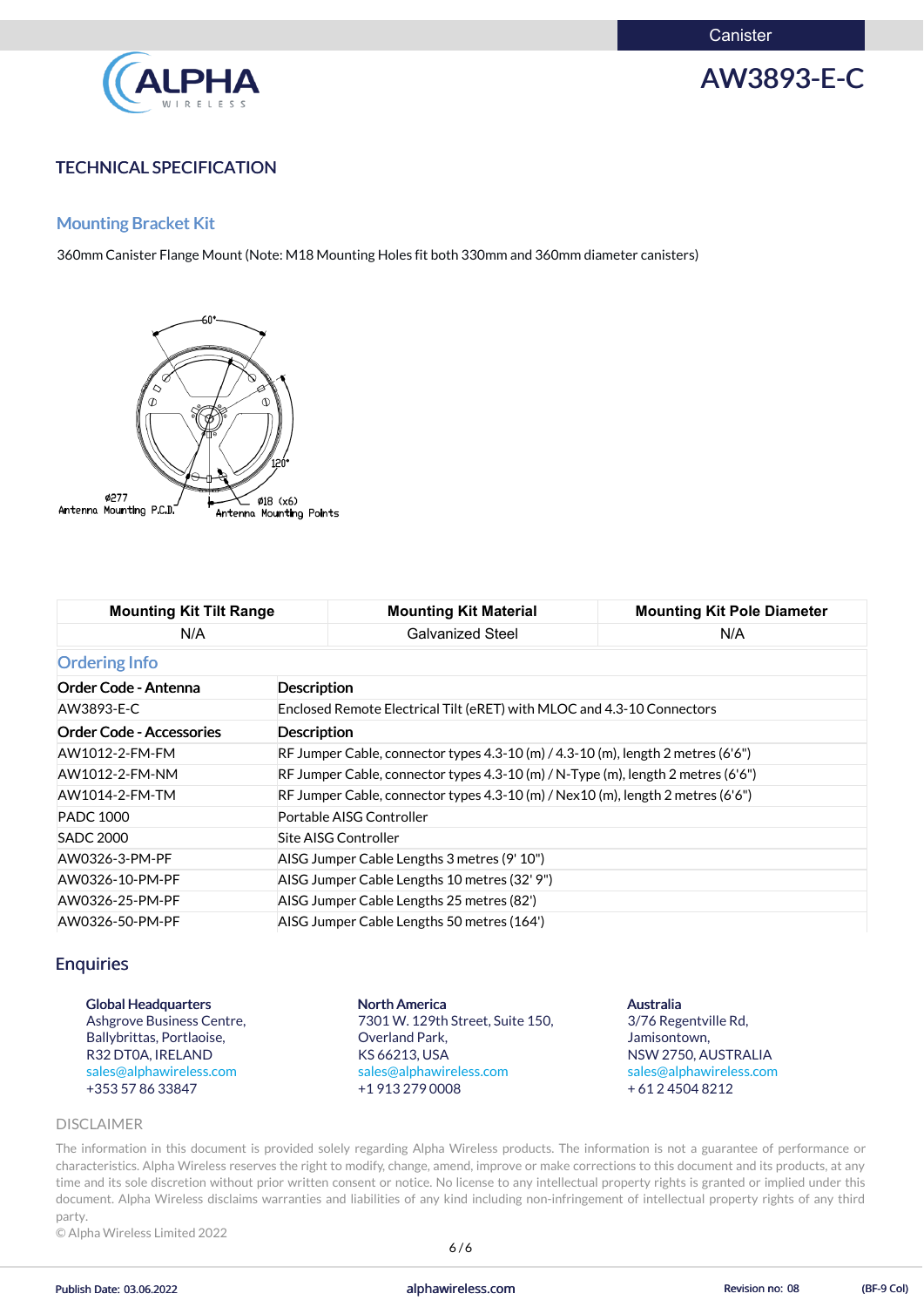Canister

# AW3893-E-C

## TECHNICAL SPECIFICATION

### Mounting Bracket Kit

360mm Canister Flange Mount (Note: M18 Mounting Holes fit both 330mm and 360mm diameter canisters)

60°

120°

ø277
Antenna Mounting P.C.D.

ø18 (x6)
Antenna Mounting Points

| Mounting Kit Tilt Range | Mounting Kit Material | Mounting Kit Pole Diameter |
|---|---|---|
| N/A | Galvanized Steel | N/A |

### Ordering Info

| Order Code - Antenna | Description |
|---|---|
| AW3893-E-C | Enclosed Remote Electrical Tilt (eRET) with MLOC and 4.3-10 Connectors |
| **Order Code - Accessories** | **Description** |
| AW1012-2-FM-FM | RF Jumper Cable, connector types 4.3-10 (m) / 4.3-10 (m), length 2 metres (6'6") |
| AW1012-2-FM-NM | RF Jumper Cable, connector types 4.3-10 (m) / N-Type (m), length 2 metres (6'6") |
| AW1014-2-FM-TM | RF Jumper Cable, connector types 4.3-10 (m) / Nex10 (m), length 2 metres (6'6") |
| PADC 1000 | Portable AISG Controller |
| SADC 2000 | Site AISG Controller |
| AW0326-3-PM-PF | AISG Jumper Cable Lengths 3 metres (9' 10") |
| AW0326-10-PM-PF | AISG Jumper Cable Lengths 10 metres (32' 9") |
| AW0326-25-PM-PF | AISG Jumper Cable Lengths 25 metres (82') |
| AW0326-50-PM-PF | AISG Jumper Cable Lengths 50 metres (164') |

## Enquiries

**Global Headquarters**
Ashgrove Business Centre,
Ballybrittas, Portlaoise,
R32 DT0A, IRELAND
sales@alphawireless.com
+353 57 86 33847

**North America**
7301 W. 129th Street, Suite 150,
Overland Park,
KS 66213, USA
sales@alphawireless.com
+1 913 279 0008

**Australia**
3/76 Regentville Rd,
Jamisontown,
NSW 2750, AUSTRALIA
sales@alphawireless.com
+ 61 2 4504 8212

DISCLAIMER

The information in this document is provided solely regarding Alpha Wireless products. The information is not a guarantee of performance or characteristics. Alpha Wireless reserves the right to modify, change, amend, improve or make corrections to this document and its products, at any time and its sole discretion without prior written consent or notice. No license to any intellectual property rights is granted or implied under this document. Alpha Wireless disclaims warranties and liabilities of any kind including non-infringement of intellectual property rights of any third party.
© Alpha Wireless Limited 2022

Publish Date: 03.06.2022 alphawireless.com Revision no: 08 (BF-9 Col)